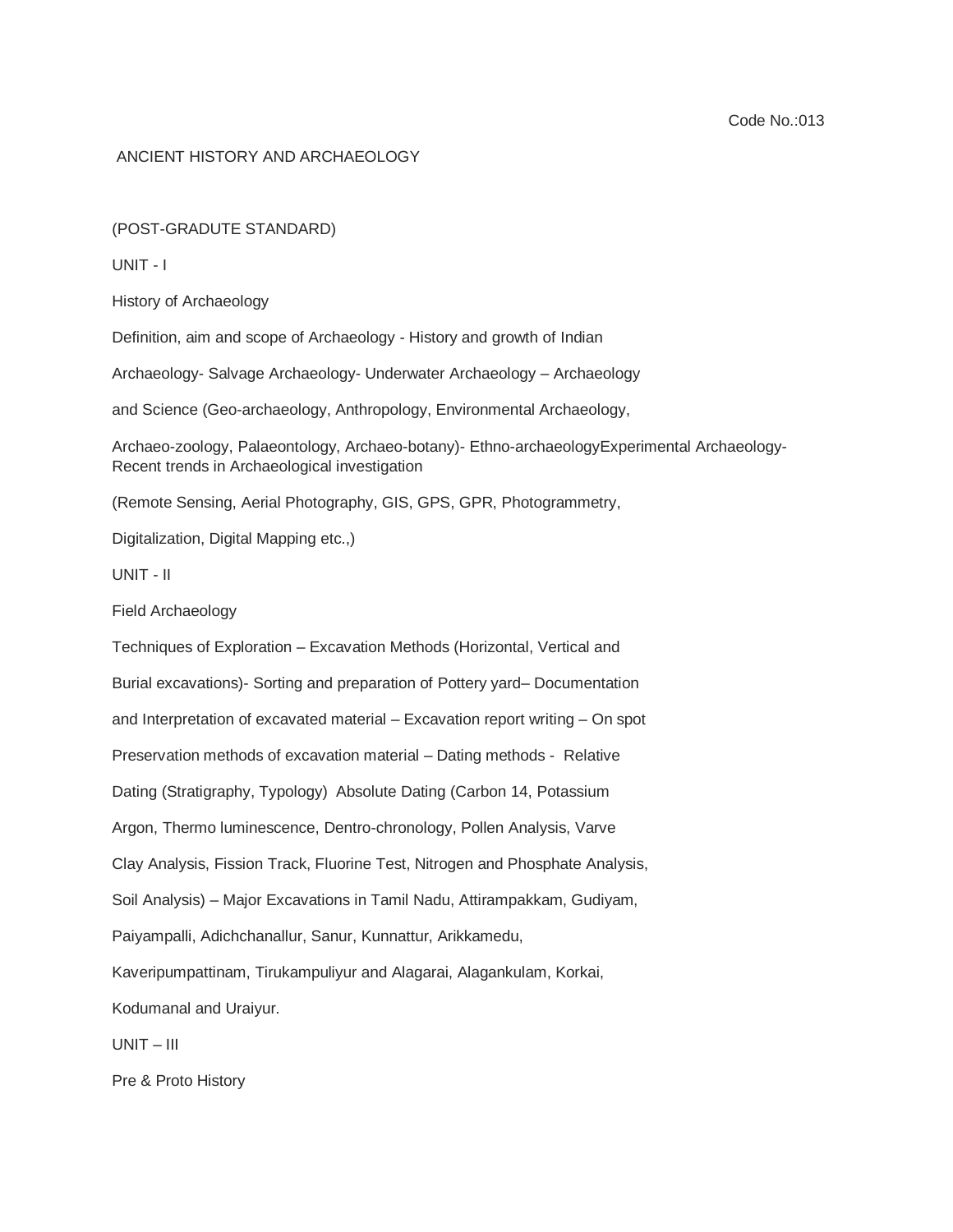Code No.:013

# ANCIENT HISTORY AND ARCHAEOLOGY

(POST-GRADUTE STANDARD)

## UNIT - I

### History of Archaeology

Definition, aim and scope of Archaeology - History and growth of Indian Archaeology- Salvage Archaeology- Underwater Archaeology – Archaeology and Science (Geo-archaeology, Anthropology, Environmental Archaeology, Archaeo-zoology, Palaeontology, Archaeo-botany)- Ethno-archaeologyExperimental Archaeology- Recent trends in Archaeological investigation (Remote Sensing, Aerial Photography, GIS, GPS, GPR, Photogrammetry, Digitalization, Digital Mapping etc.,)

## UNIT - II

### Field Archaeology

Techniques of Exploration – Excavation Methods (Horizontal, Vertical and Burial excavations)- Sorting and preparation of Pottery yard– Documentation and Interpretation of excavated material – Excavation report writing – On spot Preservation methods of excavation material – Dating methods - Relative Dating (Stratigraphy, Typology) Absolute Dating (Carbon 14, Potassium Argon, Thermo luminescence, Dentro-chronology, Pollen Analysis, Varve Clay Analysis, Fission Track, Fluorine Test, Nitrogen and Phosphate Analysis, Soil Analysis) – Major Excavations in Tamil Nadu, Attirampakkam, Gudiyam, Paiyampalli, Adichchanallur, Sanur, Kunnattur, Arikkamedu, Kaveripumpattinam, Tirukampuliyur and Alagarai, Alagankulam, Korkai, Kodumanal and Uraiyur.

## UNIT – III

### Pre & Proto History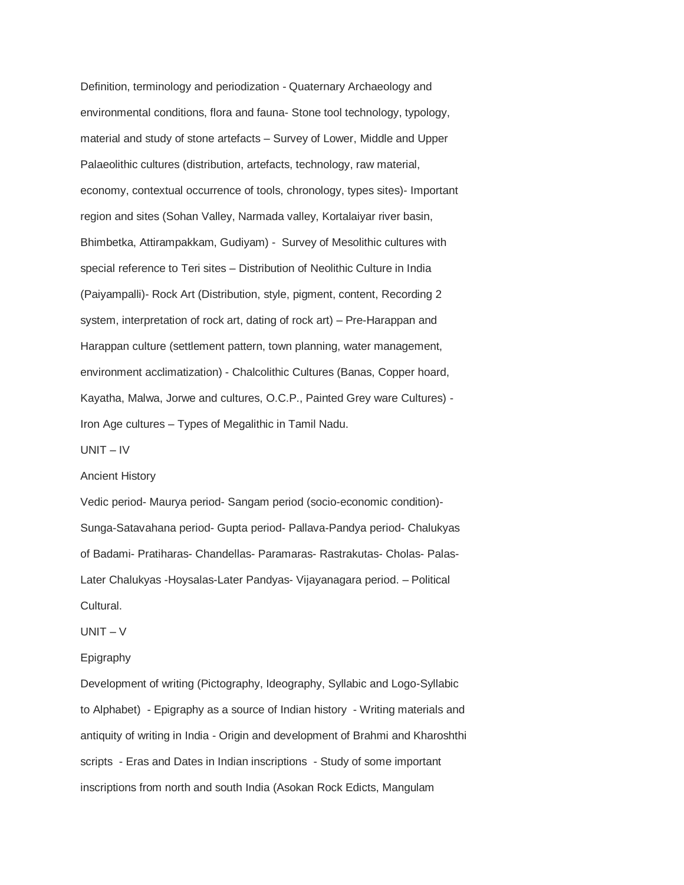Definition, terminology and periodization - Quaternary Archaeology and environmental conditions, flora and fauna- Stone tool technology, typology, material and study of stone artefacts – Survey of Lower, Middle and Upper Palaeolithic cultures (distribution, artefacts, technology, raw material, economy, contextual occurrence of tools, chronology, types sites)- Important region and sites (Sohan Valley, Narmada valley, Kortalaiyar river basin, Bhimbetka, Attirampakkam, Gudiyam) - Survey of Mesolithic cultures with special reference to Teri sites – Distribution of Neolithic Culture in India (Paiyampalli)- Rock Art (Distribution, style, pigment, content, Recording 2 system, interpretation of rock art, dating of rock art) – Pre-Harappan and Harappan culture (settlement pattern, town planning, water management, environment acclimatization) - Chalcolithic Cultures (Banas, Copper hoard, Kayatha, Malwa, Jorwe and cultures, O.C.P., Painted Grey ware Cultures) - Iron Age cultures – Types of Megalithic in Tamil Nadu.

UNIT – IV

Ancient History

Vedic period- Maurya period- Sangam period (socio-economic condition)- Sunga-Satavahana period- Gupta period- Pallava-Pandya period- Chalukyas of Badami- Pratiharas- Chandellas- Paramaras- Rastrakutas- Cholas- Palas- Later Chalukyas -Hoysalas-Later Pandyas- Vijayanagara period. – Political Cultural.

UNIT – V

Epigraphy

Development of writing (Pictography, Ideography, Syllabic and Logo-Syllabic to Alphabet) - Epigraphy as a source of Indian history - Writing materials and antiquity of writing in India - Origin and development of Brahmi and Kharoshthi scripts - Eras and Dates in Indian inscriptions - Study of some important inscriptions from north and south India (Asokan Rock Edicts, Mangulam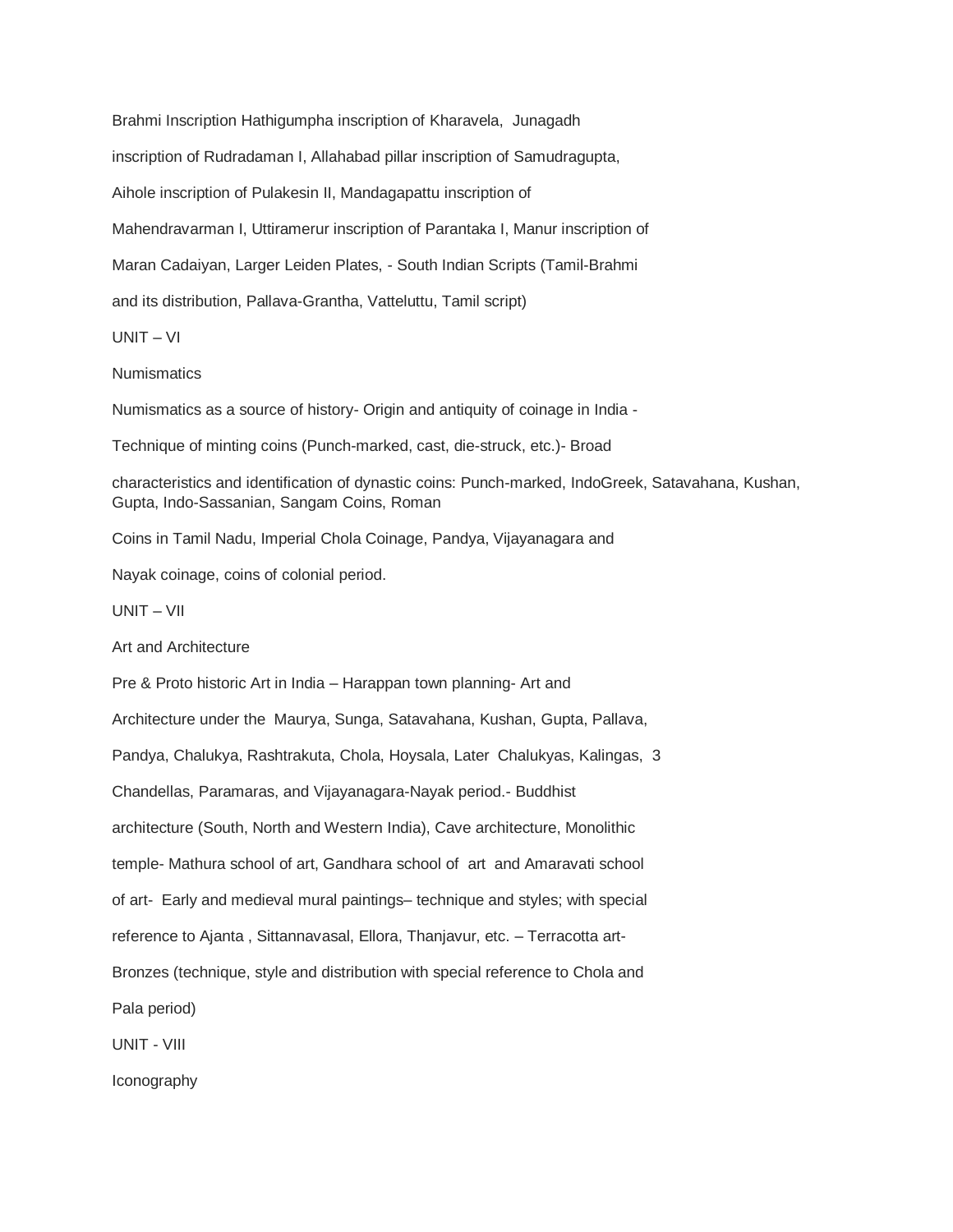Brahmi Inscription Hathigumpha inscription of Kharavela, Junagadh inscription of Rudradaman I, Allahabad pillar inscription of Samudragupta, Aihole inscription of Pulakesin II, Mandagapattu inscription of Mahendravarman I, Uttiramerur inscription of Parantaka I, Manur inscription of Maran Cadaiyan, Larger Leiden Plates, - South Indian Scripts (Tamil-Brahmi and its distribution, Pallava-Grantha, Vatteluttu, Tamil script)

## UNIT – VI

### Numismatics

Numismatics as a source of history- Origin and antiquity of coinage in India - Technique of minting coins (Punch-marked, cast, die-struck, etc.)- Broad characteristics and identification of dynastic coins: Punch-marked, IndoGreek, Satavahana, Kushan, Gupta, Indo-Sassanian, Sangam Coins, Roman Coins in Tamil Nadu, Imperial Chola Coinage, Pandya, Vijayanagara and Nayak coinage, coins of colonial period.

## UNIT – VII

### Art and Architecture

Pre & Proto historic Art in India – Harappan town planning- Art and Architecture under the Maurya, Sunga, Satavahana, Kushan, Gupta, Pallava, Pandya, Chalukya, Rashtrakuta, Chola, Hoysala, Later Chalukyas, Kalingas, Chandellas, Paramaras, and Vijayanagara-Nayak period.- Buddhist architecture (South, North and Western India), Cave architecture, Monolithic temple- Mathura school of art, Gandhara school of art and Amaravati school of art- Early and medieval mural paintings– technique and styles; with special reference to Ajanta , Sittannavasal, Ellora, Thanjavur, etc. – Terracotta art- Bronzes (technique, style and distribution with special reference to Chola and Pala period)

## UNIT - VIII

### Iconography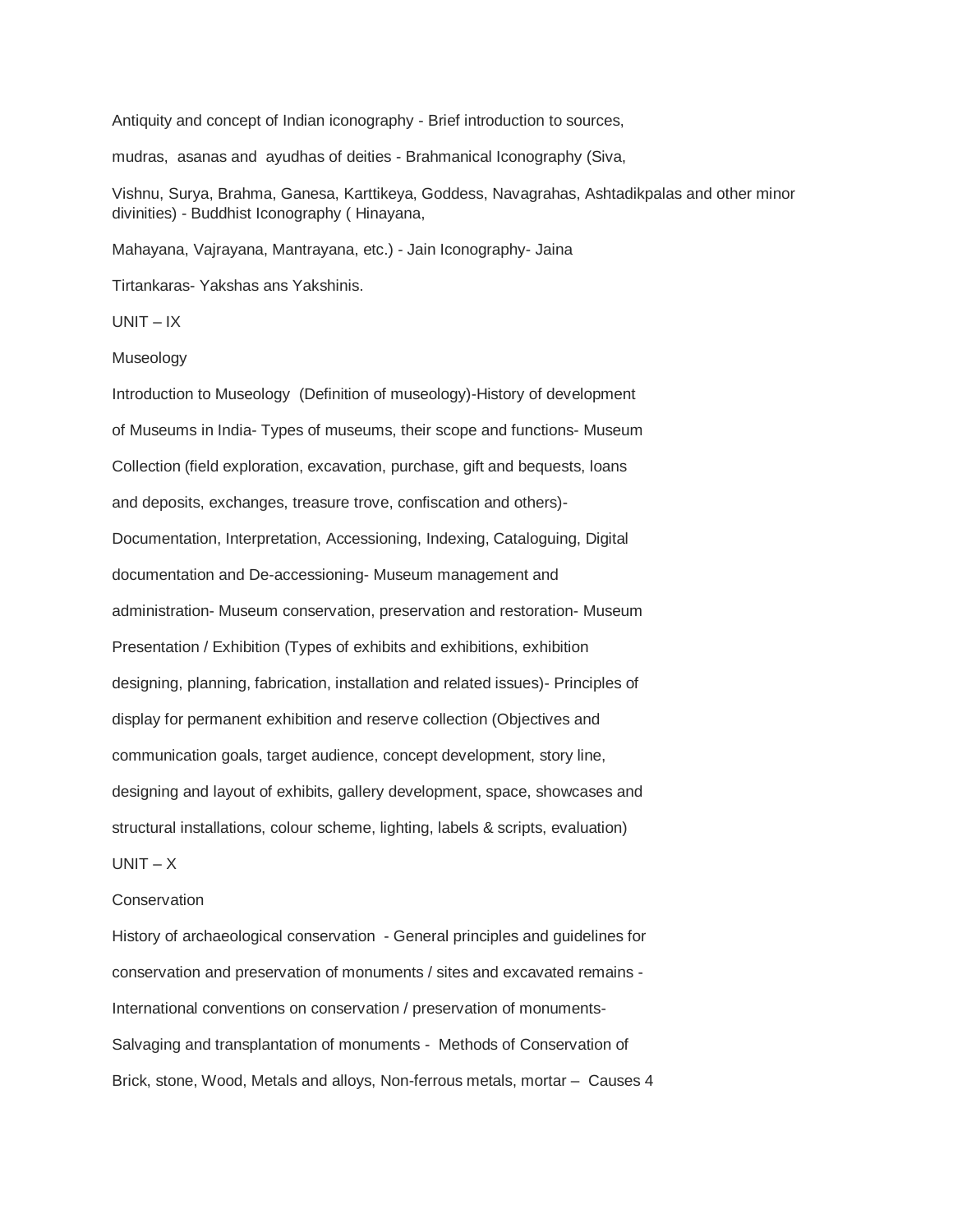Antiquity and concept of Indian iconography - Brief introduction to sources, mudras, asanas and ayudhas of deities - Brahmanical Iconography (Siva, Vishnu, Surya, Brahma, Ganesa, Karttikeya, Goddess, Navagrahas, Ashtadikpalas and other minor divinities) - Buddhist Iconography ( Hinayana, Mahayana, Vajrayana, Mantrayana, etc.) - Jain Iconography- Jaina Tirtankaras- Yakshas ans Yakshinis.

## UNIT – IX

### Museology

Introduction to Museology (Definition of museology)-History of development of Museums in India- Types of museums, their scope and functions- Museum Collection (field exploration, excavation, purchase, gift and bequests, loans and deposits, exchanges, treasure trove, confiscation and others)- Documentation, Interpretation, Accessioning, Indexing, Cataloguing, Digital documentation and De-accessioning- Museum management and administration- Museum conservation, preservation and restoration- Museum Presentation / Exhibition (Types of exhibits and exhibitions, exhibition designing, planning, fabrication, installation and related issues)- Principles of display for permanent exhibition and reserve collection (Objectives and communication goals, target audience, concept development, story line, designing and layout of exhibits, gallery development, space, showcases and structural installations, colour scheme, lighting, labels & scripts, evaluation)

## UNIT – X

### Conservation

History of archaeological conservation - General principles and guidelines for conservation and preservation of monuments / sites and excavated remains - International conventions on conservation / preservation of monuments- Salvaging and transplantation of monuments - Methods of Conservation of Brick, stone, Wood, Metals and alloys, Non-ferrous metals, mortar – Causes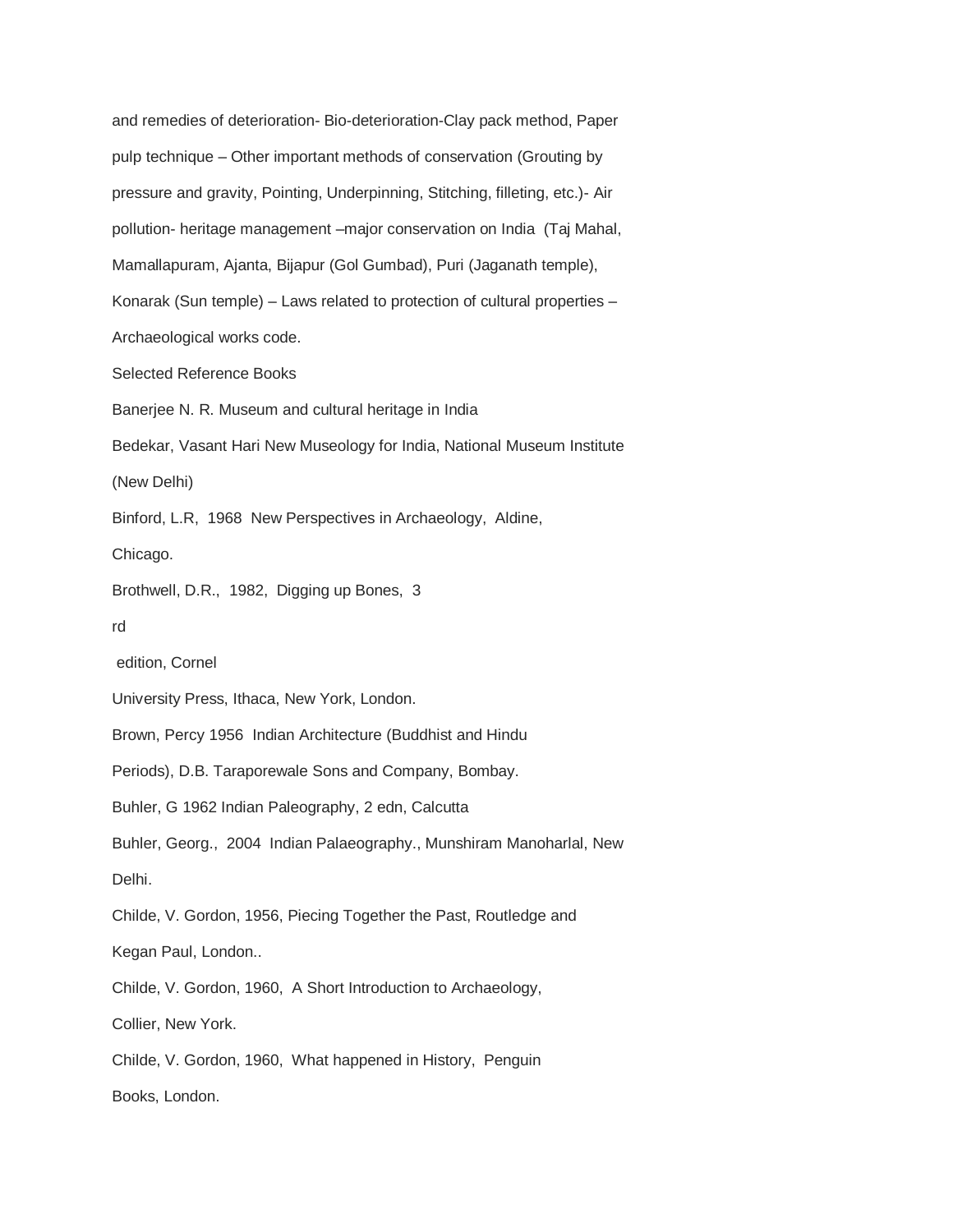and remedies of deterioration- Bio-deterioration-Clay pack method, Paper pulp technique – Other important methods of conservation (Grouting by pressure and gravity, Pointing, Underpinning, Stitching, filleting, etc.)- Air pollution- heritage management –major conservation on India (Taj Mahal, Mamallapuram, Ajanta, Bijapur (Gol Gumbad), Puri (Jaganath temple), Konarak (Sun temple) – Laws related to protection of cultural properties – Archaeological works code.

Selected Reference Books

Banerjee N. R. Museum and cultural heritage in India

Bedekar, Vasant Hari New Museology for India, National Museum Institute (New Delhi)

Binford, L.R, 1968 New Perspectives in Archaeology, Aldine, Chicago.

Brothwell, D.R., 1982, Digging up Bones, 3rd edition, Cornel University Press, Ithaca, New York, London.

Brown, Percy 1956 Indian Architecture (Buddhist and Hindu Periods), D.B. Taraporewale Sons and Company, Bombay.

Buhler, G 1962 Indian Paleography, 2 edn, Calcutta

Buhler, Georg., 2004 Indian Palaeography., Munshiram Manoharlal, New Delhi.

Childe, V. Gordon, 1956, Piecing Together the Past, Routledge and Kegan Paul, London..

Childe, V. Gordon, 1960, A Short Introduction to Archaeology, Collier, New York.

Childe, V. Gordon, 1960, What happened in History, Penguin Books, London.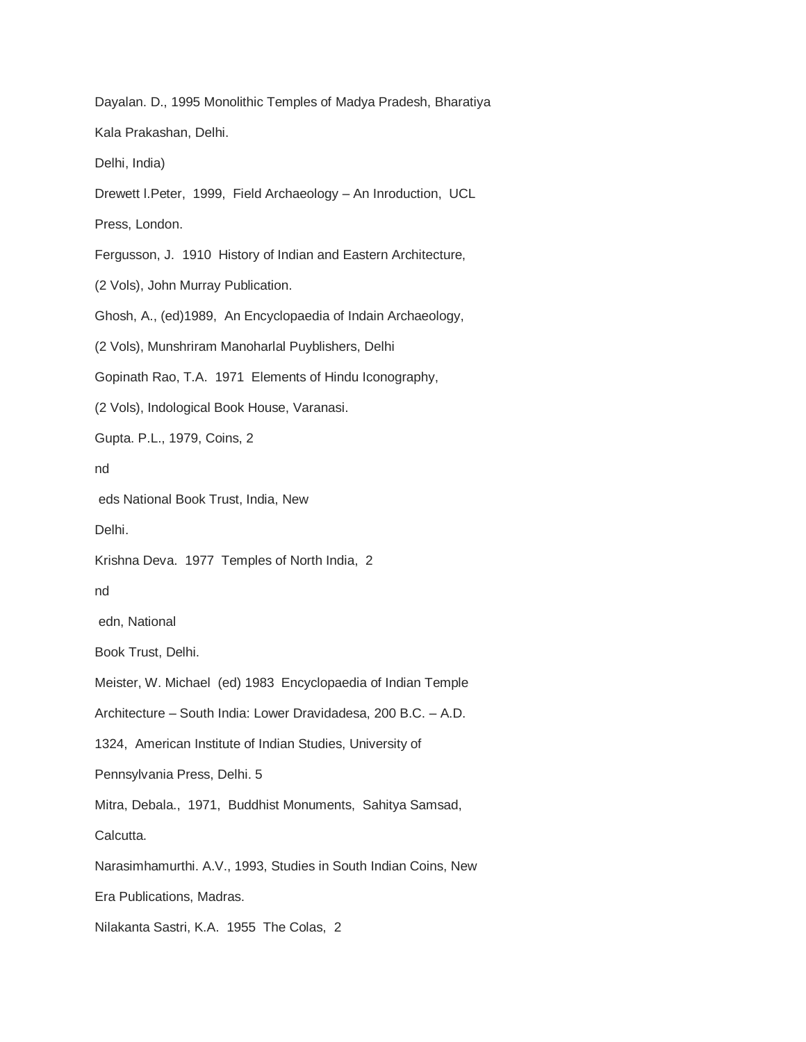Dayalan. D., 1995 Monolithic Temples of Madya Pradesh, Bharatiya Kala Prakashan, Delhi.

Delhi, India)

Drewett l.Peter, 1999, Field Archaeology – An Inroduction, UCL Press, London.

Fergusson, J. 1910 History of Indian and Eastern Architecture, (2 Vols), John Murray Publication.

Ghosh, A., (ed)1989, An Encyclopaedia of Indain Archaeology, (2 Vols), Munshriram Manoharlal Puyblishers, Delhi

Gopinath Rao, T.A. 1971 Elements of Hindu Iconography, (2 Vols), Indological Book House, Varanasi.

Gupta. P.L., 1979, Coins, 2nd eds National Book Trust, India, New Delhi.

Krishna Deva. 1977 Temples of North India, 2nd edn, National Book Trust, Delhi.

Meister, W. Michael (ed) 1983 Encyclopaedia of Indian Temple Architecture – South India: Lower Dravidadesa, 200 B.C. – A.D. 1324, American Institute of Indian Studies, University of Pennsylvania Press, Delhi. 5

Mitra, Debala., 1971, Buddhist Monuments, Sahitya Samsad, Calcutta.

Narasimhamurthi. A.V., 1993, Studies in South Indian Coins, New Era Publications, Madras.

Nilakanta Sastri, K.A. 1955 The Colas, 2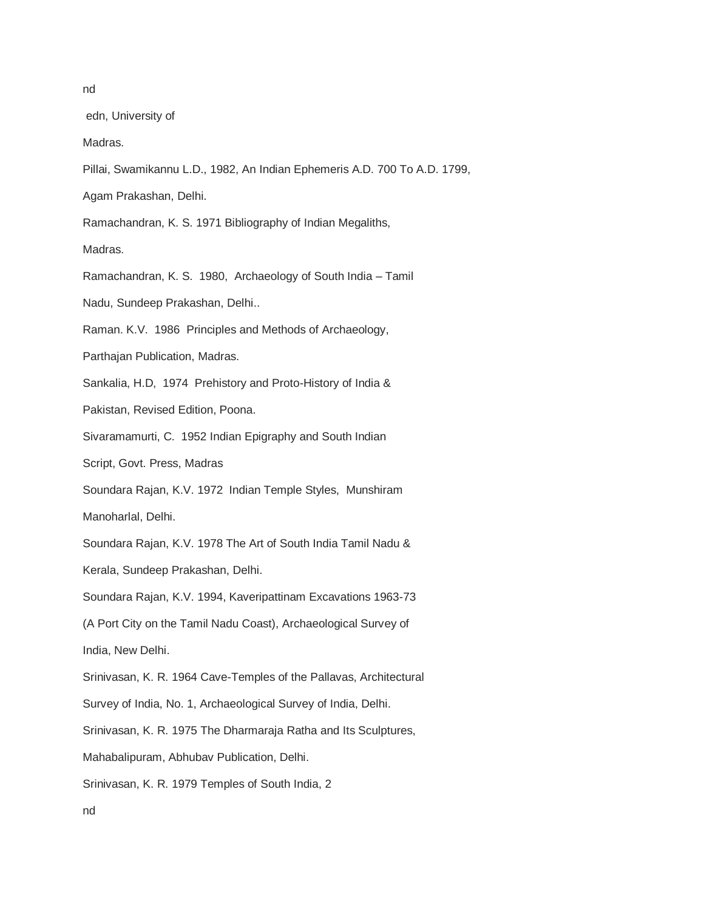nd

edn, University of

Madras.

Pillai, Swamikannu L.D., 1982, An Indian Ephemeris A.D. 700 To A.D. 1799,

Agam Prakashan, Delhi.

Ramachandran, K. S. 1971 Bibliography of Indian Megaliths,

Madras.

Ramachandran, K. S. 1980, Archaeology of South India – Tamil

Nadu, Sundeep Prakashan, Delhi..

Raman. K.V. 1986 Principles and Methods of Archaeology,

Parthajan Publication, Madras.

Sankalia, H.D, 1974 Prehistory and Proto-History of India &

Pakistan, Revised Edition, Poona.

Sivaramamurti, C. 1952 Indian Epigraphy and South Indian

Script, Govt. Press, Madras

Soundara Rajan, K.V. 1972 Indian Temple Styles, Munshiram

Manoharlal, Delhi.

Soundara Rajan, K.V. 1978 The Art of South India Tamil Nadu &

Kerala, Sundeep Prakashan, Delhi.

Soundara Rajan, K.V. 1994, Kaveripattinam Excavations 1963-73

(A Port City on the Tamil Nadu Coast), Archaeological Survey of

India, New Delhi.

Srinivasan, K. R. 1964 Cave-Temples of the Pallavas, Architectural

Survey of India, No. 1, Archaeological Survey of India, Delhi.

Srinivasan, K. R. 1975 The Dharmaraja Ratha and Its Sculptures,

Mahabalipuram, Abhubav Publication, Delhi.

Srinivasan, K. R. 1979 Temples of South India, 2

nd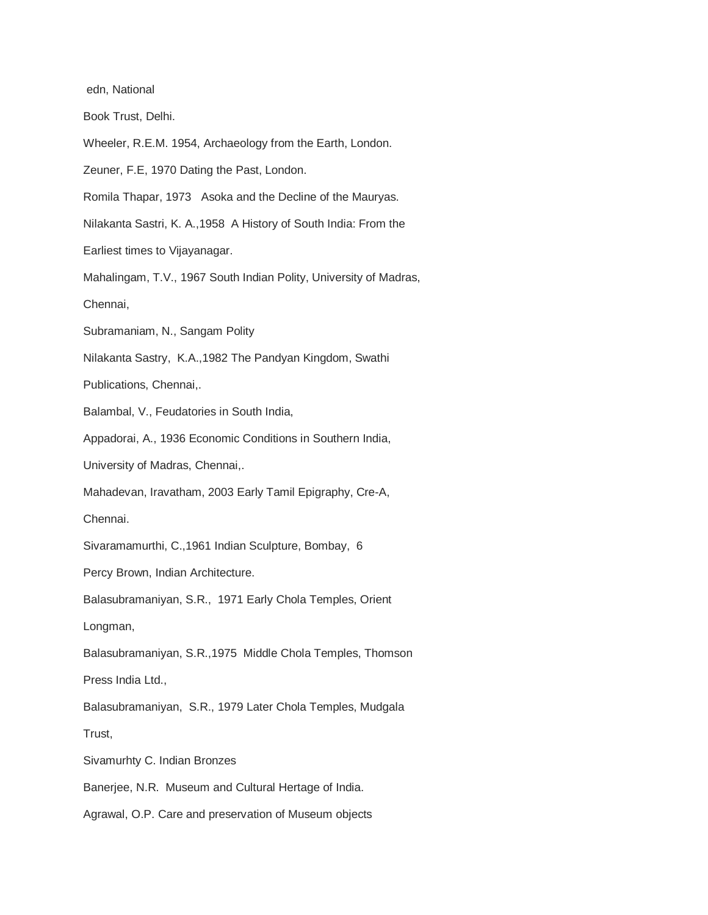edn, National

Book Trust, Delhi.

Wheeler, R.E.M. 1954, Archaeology from the Earth, London.

Zeuner, F.E, 1970 Dating the Past, London.

Romila Thapar, 1973 Asoka and the Decline of the Mauryas.

Nilakanta Sastri, K. A.,1958 A History of South India: From the Earliest times to Vijayanagar.

Mahalingam, T.V., 1967 South Indian Polity, University of Madras, Chennai,

Subramaniam, N., Sangam Polity

Nilakanta Sastry, K.A.,1982 The Pandyan Kingdom, Swathi Publications, Chennai,.

Balambal, V., Feudatories in South India,

Appadorai, A., 1936 Economic Conditions in Southern India, University of Madras, Chennai,.

Mahadevan, Iravatham, 2003 Early Tamil Epigraphy, Cre-A, Chennai.

Sivaramamurthi, C.,1961 Indian Sculpture, Bombay, 6

Percy Brown, Indian Architecture.

Balasubramaniyan, S.R., 1971 Early Chola Temples, Orient Longman,

Balasubramaniyan, S.R.,1975 Middle Chola Temples, Thomson Press India Ltd.,

Balasubramaniyan, S.R., 1979 Later Chola Temples, Mudgala Trust,

Sivamurhty C. Indian Bronzes

Banerjee, N.R. Museum and Cultural Hertage of India.

Agrawal, O.P. Care and preservation of Museum objects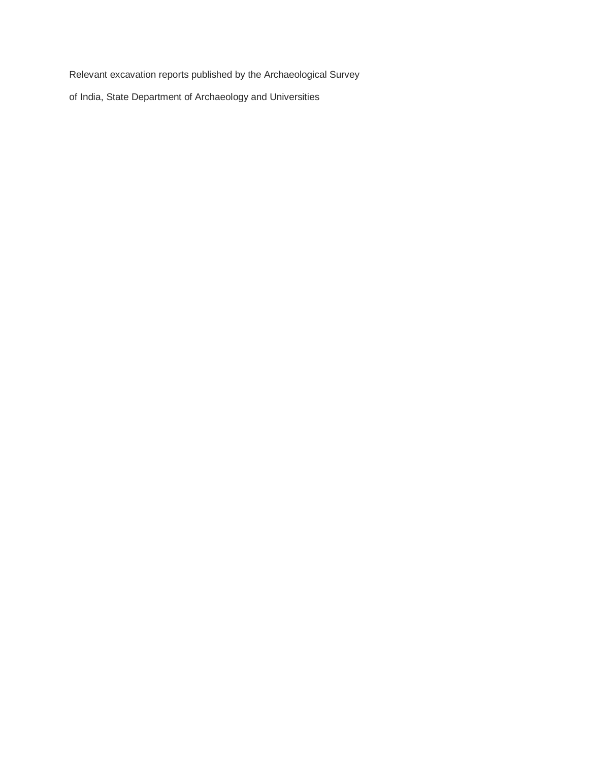Relevant excavation reports published by the Archaeological Survey of India, State Department of Archaeology and Universities